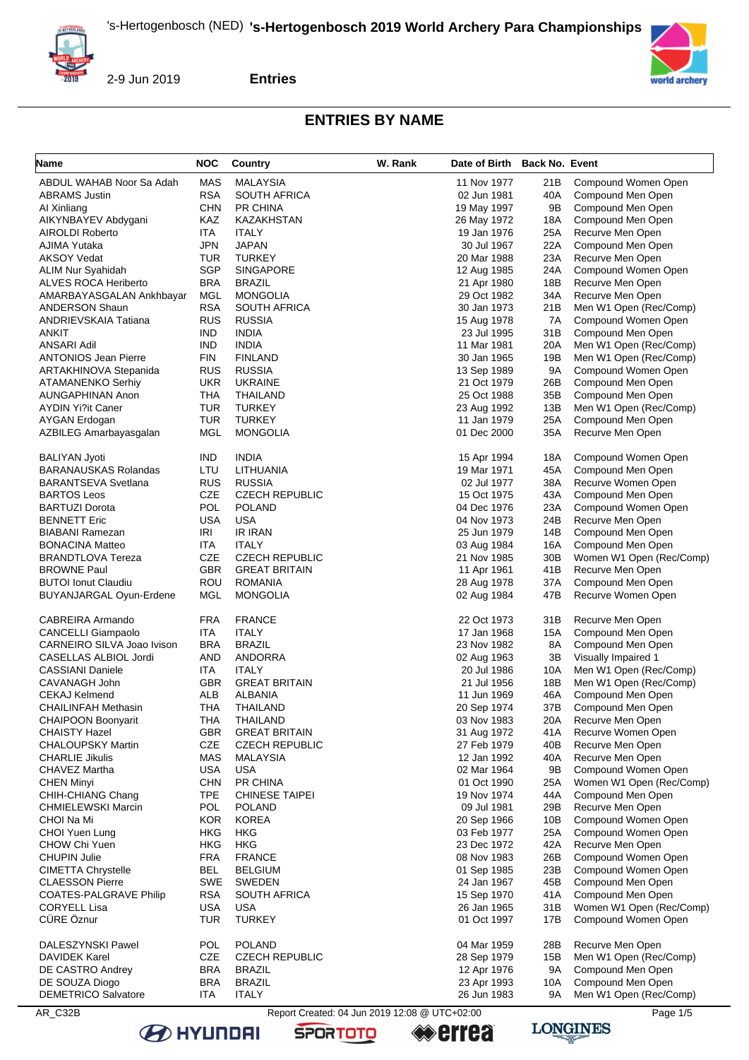# ENTRIES BY NAME

| Name | NOC | Country | W. Rank | Date of Birth | Back No. | Event |
|---|---|---|---|---|---|---|
| ABDUL WAHAB Noor Sa Adah | MAS | MALAYSIA | | 11 Nov 1977 | 21B | Compound Women Open |
| ABRAMS Justin | RSA | SOUTH AFRICA | | 02 Jun 1981 | 40A | Compound Men Open |
| AI Xinliang | CHN | PR CHINA | | 19 May 1997 | 9B | Compound Men Open |
| AIKYNBAYEV Abdygani | KAZ | KAZAKHSTAN | | 26 May 1972 | 18A | Compound Men Open |
| AIROLDI Roberto | ITA | ITALY | | 19 Jan 1976 | 25A | Recurve Men Open |
| AJIMA Yutaka | JPN | JAPAN | | 30 Jul 1967 | 22A | Compound Men Open |
| AKSOY Vedat | TUR | TURKEY | | 20 Mar 1988 | 23A | Recurve Men Open |
| ALIM Nur Syahidah | SGP | SINGAPORE | | 12 Aug 1985 | 24A | Compound Women Open |
| ALVES ROCA Heriberto | BRA | BRAZIL | | 21 Apr 1980 | 18B | Recurve Men Open |
| AMARBAYASGALAN Ankhbayar | MGL | MONGOLIA | | 29 Oct 1982 | 34A | Recurve Men Open |
| ANDERSON Shaun | RSA | SOUTH AFRICA | | 30 Jan 1973 | 21B | Men W1 Open (Rec/Comp) |
| ANDRIEVSKAIA Tatiana | RUS | RUSSIA | | 15 Aug 1978 | 7A | Compound Women Open |
| ANKIT | IND | INDIA | | 23 Jul 1995 | 31B | Compound Men Open |
| ANSARI Adil | IND | INDIA | | 11 Mar 1981 | 20A | Men W1 Open (Rec/Comp) |
| ANTONIOS Jean Pierre | FIN | FINLAND | | 30 Jan 1965 | 19B | Men W1 Open (Rec/Comp) |
| ARTAKHINOVA Stepanida | RUS | RUSSIA | | 13 Sep 1989 | 9A | Compound Women Open |
| ATAMANENKO Serhiy | UKR | UKRAINE | | 21 Oct 1979 | 26B | Compound Men Open |
| AUNGAPHINAN Anon | THA | THAILAND | | 25 Oct 1988 | 35B | Compound Men Open |
| AYDIN Yi?it Caner | TUR | TURKEY | | 23 Aug 1992 | 13B | Men W1 Open (Rec/Comp) |
| AYGAN Erdogan | TUR | TURKEY | | 11 Jan 1979 | 25A | Compound Men Open |
| AZBILEG Amarbayasgalan | MGL | MONGOLIA | | 01 Dec 2000 | 35A | Recurve Men Open |
| BALIYAN Jyoti | IND | INDIA | | 15 Apr 1994 | 18A | Compound Women Open |
| BARANAUSKAS Rolandas | LTU | LITHUANIA | | 19 Mar 1971 | 45A | Compound Men Open |
| BARANTSEVA Svetlana | RUS | RUSSIA | | 02 Jul 1977 | 38A | Recurve Women Open |
| BARTOS Leos | CZE | CZECH REPUBLIC | | 15 Oct 1975 | 43A | Compound Men Open |
| BARTUZI Dorota | POL | POLAND | | 04 Dec 1976 | 23A | Compound Women Open |
| BENNETT Eric | USA | USA | | 04 Nov 1973 | 24B | Recurve Men Open |
| BIABANI Ramezan | IRI | IR IRAN | | 25 Jun 1979 | 14B | Compound Men Open |
| BONACINA Matteo | ITA | ITALY | | 03 Aug 1984 | 16A | Compound Men Open |
| BRANDTLOVA Tereza | CZE | CZECH REPUBLIC | | 21 Nov 1985 | 30B | Women W1 Open (Rec/Comp) |
| BROWNE Paul | GBR | GREAT BRITAIN | | 11 Apr 1961 | 41B | Recurve Men Open |
| BUTOI Ionut Claudiu | ROU | ROMANIA | | 28 Aug 1978 | 37A | Compound Men Open |
| BUYANJARGAL Oyun-Erdene | MGL | MONGOLIA | | 02 Aug 1984 | 47B | Recurve Women Open |
| CABREIRA Armando | FRA | FRANCE | | 22 Oct 1973 | 31B | Recurve Men Open |
| CANCELLI Giampaolo | ITA | ITALY | | 17 Jan 1968 | 15A | Compound Men Open |
| CARNEIRO SILVA Joao Ivison | BRA | BRAZIL | | 23 Nov 1982 | 8A | Compound Men Open |
| CASELLAS ALBIOL Jordi | AND | ANDORRA | | 02 Aug 1963 | 3B | Visually Impaired 1 |
| CASSIANI Daniele | ITA | ITALY | | 20 Jul 1986 | 10A | Men W1 Open (Rec/Comp) |
| CAVANAGH John | GBR | GREAT BRITAIN | | 21 Jul 1956 | 18B | Men W1 Open (Rec/Comp) |
| CEKAJ Kelmend | ALB | ALBANIA | | 11 Jun 1969 | 46A | Compound Men Open |
| CHAILINFAH Methasin | THA | THAILAND | | 20 Sep 1974 | 37B | Compound Men Open |
| CHAIPOON Boonyarit | THA | THAILAND | | 03 Nov 1983 | 20A | Recurve Men Open |
| CHAISTY Hazel | GBR | GREAT BRITAIN | | 31 Aug 1972 | 41A | Recurve Women Open |
| CHALOUPSKY Martin | CZE | CZECH REPUBLIC | | 27 Feb 1979 | 40B | Recurve Men Open |
| CHARLIE Jikulis | MAS | MALAYSIA | | 12 Jan 1992 | 40A | Recurve Men Open |
| CHAVEZ Martha | USA | USA | | 02 Mar 1964 | 9B | Compound Women Open |
| CHEN Minyi | CHN | PR CHINA | | 01 Oct 1990 | 25A | Women W1 Open (Rec/Comp) |
| CHIH-CHIANG Chang | TPE | CHINESE TAIPEI | | 19 Nov 1974 | 44A | Compound Men Open |
| CHMIELEWSKI Marcin | POL | POLAND | | 09 Jul 1981 | 29B | Recurve Men Open |
| CHOI Na Mi | KOR | KOREA | | 20 Sep 1966 | 10B | Compound Women Open |
| CHOI Yuen Lung | HKG | HKG | | 03 Feb 1977 | 25A | Compound Women Open |
| CHOW Chi Yuen | HKG | HKG | | 23 Dec 1972 | 42A | Recurve Men Open |
| CHUPIN Julie | FRA | FRANCE | | 08 Nov 1983 | 26B | Compound Women Open |
| CIMETTA Chrystelle | BEL | BELGIUM | | 01 Sep 1985 | 23B | Compound Women Open |
| CLAESSON Pierre | SWE | SWEDEN | | 24 Jan 1967 | 45B | Compound Men Open |
| COATES-PALGRAVE Philip | RSA | SOUTH AFRICA | | 15 Sep 1970 | 41A | Compound Men Open |
| CORYELL Lisa | USA | USA | | 26 Jan 1965 | 31B | Women W1 Open (Rec/Comp) |
| CÜRE Öznur | TUR | TURKEY | | 01 Oct 1997 | 17B | Compound Women Open |
| DALESZYNSKI Pawel | POL | POLAND | | 04 Mar 1959 | 28B | Recurve Men Open |
| DAVIDEK Karel | CZE | CZECH REPUBLIC | | 28 Sep 1979 | 15B | Men W1 Open (Rec/Comp) |
| DE CASTRO Andrey | BRA | BRAZIL | | 12 Apr 1976 | 9A | Compound Men Open |
| DE SOUZA Diogo | BRA | BRAZIL | | 23 Apr 1993 | 10A | Compound Men Open |
| DEMETRICO Salvatore | ITA | ITALY | | 26 Jun 1983 | 9A | Men W1 Open (Rec/Comp) |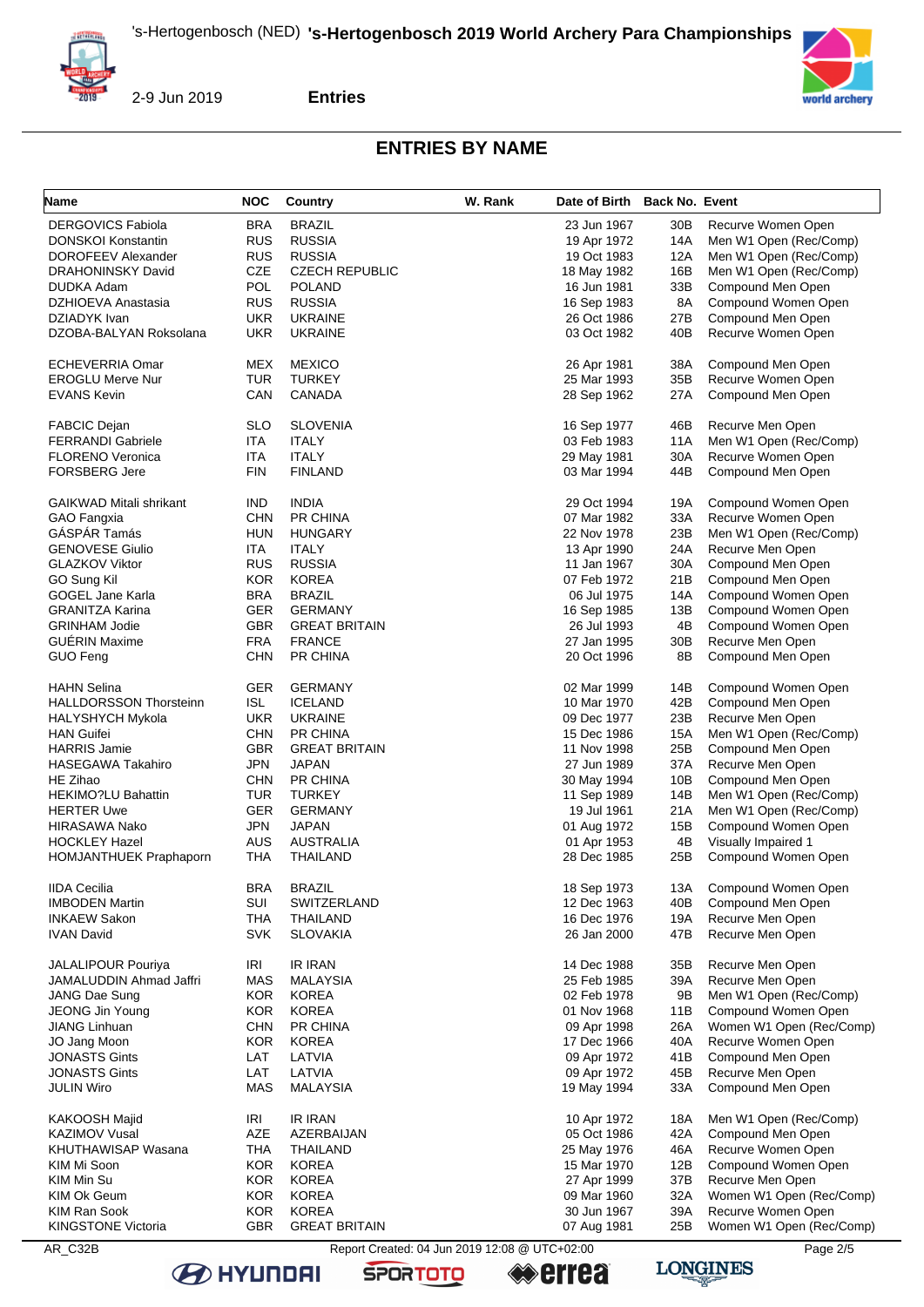## ENTRIES BY NAME

| Name | NOC | Country | W. Rank | Date of Birth | Back No. | Event |
|---|---|---|---|---|---|---|
| DERGOVICS Fabiola | BRA | BRAZIL | | 23 Jun 1967 | 30B | Recurve Women Open |
| DONSKOI Konstantin | RUS | RUSSIA | | 19 Apr 1972 | 14A | Men W1 Open (Rec/Comp) |
| DOROFEEV Alexander | RUS | RUSSIA | | 19 Oct 1983 | 12A | Men W1 Open (Rec/Comp) |
| DRAHONINSKY David | CZE | CZECH REPUBLIC | | 18 May 1982 | 16B | Men W1 Open (Rec/Comp) |
| DUDKA Adam | POL | POLAND | | 16 Jun 1981 | 33B | Compound Men Open |
| DZHIOEVA Anastasia | RUS | RUSSIA | | 16 Sep 1983 | 8A | Compound Women Open |
| DZIADYK Ivan | UKR | UKRAINE | | 26 Oct 1986 | 27B | Compound Men Open |
| DZOBA-BALYAN Roksolana | UKR | UKRAINE | | 03 Oct 1982 | 40B | Recurve Women Open |
| ECHEVERRIA Omar | MEX | MEXICO | | 26 Apr 1981 | 38A | Compound Men Open |
| EROGLU Merve Nur | TUR | TURKEY | | 25 Mar 1993 | 35B | Recurve Women Open |
| EVANS Kevin | CAN | CANADA | | 28 Sep 1962 | 27A | Compound Men Open |
| FABCIC Dejan | SLO | SLOVENIA | | 16 Sep 1977 | 46B | Recurve Men Open |
| FERRANDI Gabriele | ITA | ITALY | | 03 Feb 1983 | 11A | Men W1 Open (Rec/Comp) |
| FLORENO Veronica | ITA | ITALY | | 29 May 1981 | 30A | Recurve Women Open |
| FORSBERG Jere | FIN | FINLAND | | 03 Mar 1994 | 44B | Compound Men Open |
| GAIKWAD Mitali shrikant | IND | INDIA | | 29 Oct 1994 | 19A | Compound Women Open |
| GAO Fangxia | CHN | PR CHINA | | 07 Mar 1982 | 33A | Recurve Women Open |
| GÁSPÁR Tamás | HUN | HUNGARY | | 22 Nov 1978 | 23B | Men W1 Open (Rec/Comp) |
| GENOVESE Giulio | ITA | ITALY | | 13 Apr 1990 | 24A | Recurve Men Open |
| GLAZKOV Viktor | RUS | RUSSIA | | 11 Jan 1967 | 30A | Compound Men Open |
| GO Sung Kil | KOR | KOREA | | 07 Feb 1972 | 21B | Compound Men Open |
| GOGEL Jane Karla | BRA | BRAZIL | | 06 Jul 1975 | 14A | Compound Women Open |
| GRANITZA Karina | GER | GERMANY | | 16 Sep 1985 | 13B | Compound Women Open |
| GRINHAM Jodie | GBR | GREAT BRITAIN | | 26 Jul 1993 | 4B | Compound Women Open |
| GUÉRIN Maxime | FRA | FRANCE | | 27 Jan 1995 | 30B | Recurve Men Open |
| GUO Feng | CHN | PR CHINA | | 20 Oct 1996 | 8B | Compound Men Open |
| HAHN Selina | GER | GERMANY | | 02 Mar 1999 | 14B | Compound Women Open |
| HALLDORSSON Thorsteinn | ISL | ICELAND | | 10 Mar 1970 | 42B | Compound Men Open |
| HALYSHYCH Mykola | UKR | UKRAINE | | 09 Dec 1977 | 23B | Recurve Men Open |
| HAN Guifei | CHN | PR CHINA | | 15 Dec 1986 | 15A | Men W1 Open (Rec/Comp) |
| HARRIS Jamie | GBR | GREAT BRITAIN | | 11 Nov 1998 | 25B | Compound Men Open |
| HASEGAWA Takahiro | JPN | JAPAN | | 27 Jun 1989 | 37A | Recurve Men Open |
| HE Zihao | CHN | PR CHINA | | 30 May 1994 | 10B | Compound Men Open |
| HEKIMO?LU Bahattin | TUR | TURKEY | | 11 Sep 1989 | 14B | Men W1 Open (Rec/Comp) |
| HERTER Uwe | GER | GERMANY | | 19 Jul 1961 | 21A | Men W1 Open (Rec/Comp) |
| HIRASAWA Nako | JPN | JAPAN | | 01 Aug 1972 | 15B | Compound Women Open |
| HOCKLEY Hazel | AUS | AUSTRALIA | | 01 Apr 1953 | 4B | Visually Impaired 1 |
| HOMJANTHUEK Praphaporn | THA | THAILAND | | 28 Dec 1985 | 25B | Compound Women Open |
| IIDA Cecilia | BRA | BRAZIL | | 18 Sep 1973 | 13A | Compound Women Open |
| IMBODEN Martin | SUI | SWITZERLAND | | 12 Dec 1963 | 40B | Compound Men Open |
| INKAEW Sakon | THA | THAILAND | | 16 Dec 1976 | 19A | Recurve Men Open |
| IVAN David | SVK | SLOVAKIA | | 26 Jan 2000 | 47B | Recurve Men Open |
| JALALIPOUR Pouriya | IRI | IR IRAN | | 14 Dec 1988 | 35B | Recurve Men Open |
| JAMALUDDIN Ahmad Jaffri | MAS | MALAYSIA | | 25 Feb 1985 | 39A | Recurve Men Open |
| JANG Dae Sung | KOR | KOREA | | 02 Feb 1978 | 9B | Men W1 Open (Rec/Comp) |
| JEONG Jin Young | KOR | KOREA | | 01 Nov 1968 | 11B | Compound Women Open |
| JIANG Linhuan | CHN | PR CHINA | | 09 Apr 1998 | 26A | Women W1 Open (Rec/Comp) |
| JO Jang Moon | KOR | KOREA | | 17 Dec 1966 | 40A | Recurve Women Open |
| JONASTS Gints | LAT | LATVIA | | 09 Apr 1972 | 41B | Compound Men Open |
| JONASTS Gints | LAT | LATVIA | | 09 Apr 1972 | 45B | Recurve Men Open |
| JULIN Wiro | MAS | MALAYSIA | | 19 May 1994 | 33A | Compound Men Open |
| KAKOOSH Majid | IRI | IR IRAN | | 10 Apr 1972 | 18A | Men W1 Open (Rec/Comp) |
| KAZIMOV Vusal | AZE | AZERBAIJAN | | 05 Oct 1986 | 42A | Compound Men Open |
| KHUTHAWISAP Wasana | THA | THAILAND | | 25 May 1976 | 46A | Recurve Women Open |
| KIM Mi Soon | KOR | KOREA | | 15 Mar 1970 | 12B | Compound Women Open |
| KIM Min Su | KOR | KOREA | | 27 Apr 1999 | 37B | Recurve Men Open |
| KIM Ok Geum | KOR | KOREA | | 09 Mar 1960 | 32A | Women W1 Open (Rec/Comp) |
| KIM Ran Sook | KOR | KOREA | | 30 Jun 1967 | 39A | Recurve Women Open |
| KINGSTONE Victoria | GBR | GREAT BRITAIN | | 07 Aug 1981 | 25B | Women W1 Open (Rec/Comp) |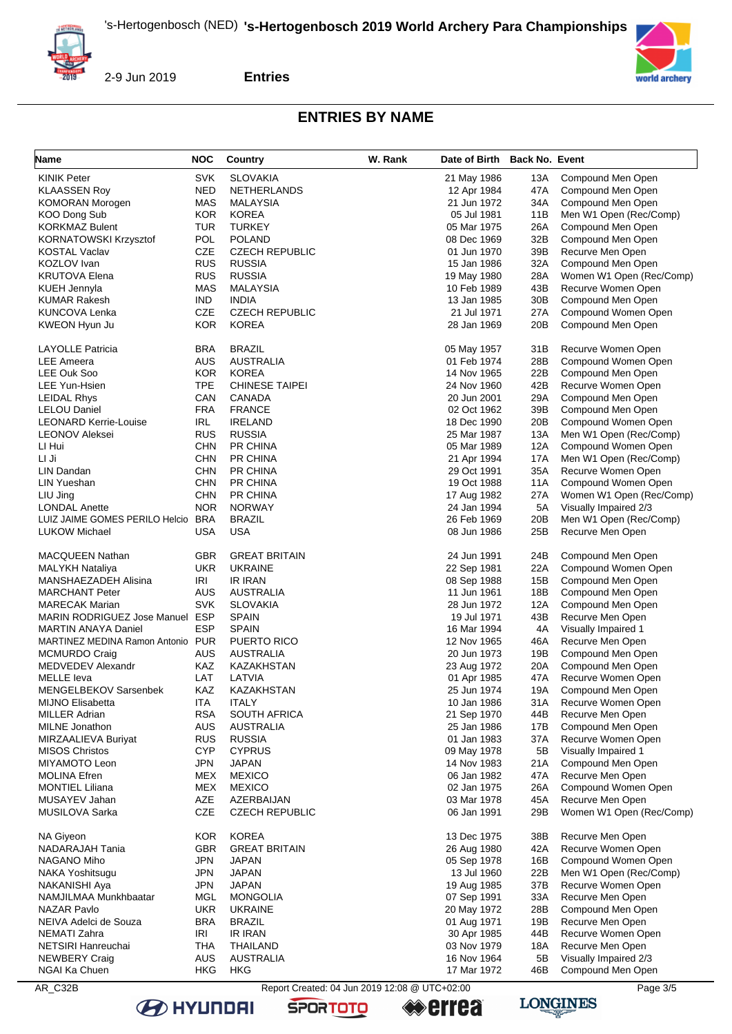## ENTRIES BY NAME

| Name | NOC | Country | W. Rank | Date of Birth | Back No. | Event |
|---|---|---|---|---|---|---|
| KINIK Peter | SVK | SLOVAKIA | | 21 May 1986 | 13A | Compound Men Open |
| KLAASSEN Roy | NED | NETHERLANDS | | 12 Apr 1984 | 47A | Compound Men Open |
| KOMORAN Morogen | MAS | MALAYSIA | | 21 Jun 1972 | 34A | Compound Men Open |
| KOO Dong Sub | KOR | KOREA | | 05 Jul 1981 | 11B | Men W1 Open (Rec/Comp) |
| KORKMAZ Bulent | TUR | TURKEY | | 05 Mar 1975 | 26A | Compound Men Open |
| KORNATOWSKI Krzysztof | POL | POLAND | | 08 Dec 1969 | 32B | Compound Men Open |
| KOSTAL Vaclav | CZE | CZECH REPUBLIC | | 01 Jun 1970 | 39B | Recurve Men Open |
| KOZLOV Ivan | RUS | RUSSIA | | 15 Jan 1986 | 32A | Compound Men Open |
| KRUTOVA Elena | RUS | RUSSIA | | 19 May 1980 | 28A | Women W1 Open (Rec/Comp) |
| KUEH Jennyla | MAS | MALAYSIA | | 10 Feb 1989 | 43B | Recurve Women Open |
| KUMAR Rakesh | IND | INDIA | | 13 Jan 1985 | 30B | Compound Men Open |
| KUNCOVA Lenka | CZE | CZECH REPUBLIC | | 21 Jul 1971 | 27A | Compound Women Open |
| KWEON Hyun Ju | KOR | KOREA | | 28 Jan 1969 | 20B | Compound Men Open |
| LAYOLLE Patricia | BRA | BRAZIL | | 05 May 1957 | 31B | Recurve Women Open |
| LEE Ameera | AUS | AUSTRALIA | | 01 Feb 1974 | 28B | Compound Women Open |
| LEE Ouk Soo | KOR | KOREA | | 14 Nov 1965 | 22B | Compound Men Open |
| LEE Yun-Hsien | TPE | CHINESE TAIPEI | | 24 Nov 1960 | 42B | Recurve Women Open |
| LEIDAL Rhys | CAN | CANADA | | 20 Jun 2001 | 29A | Compound Men Open |
| LELOU Daniel | FRA | FRANCE | | 02 Oct 1962 | 39B | Compound Men Open |
| LEONARD Kerrie-Louise | IRL | IRELAND | | 18 Dec 1990 | 20B | Compound Women Open |
| LEONOV Aleksei | RUS | RUSSIA | | 25 Mar 1987 | 13A | Men W1 Open (Rec/Comp) |
| LI Hui | CHN | PR CHINA | | 05 Mar 1989 | 12A | Compound Women Open |
| LI Ji | CHN | PR CHINA | | 21 Apr 1994 | 17A | Men W1 Open (Rec/Comp) |
| LIN Dandan | CHN | PR CHINA | | 29 Oct 1991 | 35A | Recurve Women Open |
| LIN Yueshan | CHN | PR CHINA | | 19 Oct 1988 | 11A | Compound Women Open |
| LIU Jing | CHN | PR CHINA | | 17 Aug 1982 | 27A | Women W1 Open (Rec/Comp) |
| LONDAL Anette | NOR | NORWAY | | 24 Jan 1994 | 5A | Visually Impaired 2/3 |
| LUIZ JAIME GOMES PERILO Helcio | BRA | BRAZIL | | 26 Feb 1969 | 20B | Men W1 Open (Rec/Comp) |
| LUKOW Michael | USA | USA | | 08 Jun 1986 | 25B | Recurve Men Open |
| MACQUEEN Nathan | GBR | GREAT BRITAIN | | 24 Jun 1991 | 24B | Compound Men Open |
| MALYKH Nataliya | UKR | UKRAINE | | 22 Sep 1981 | 22A | Compound Women Open |
| MANSHAEZADEH Alisina | IRI | IR IRAN | | 08 Sep 1988 | 15B | Compound Men Open |
| MARCHANT Peter | AUS | AUSTRALIA | | 11 Jun 1961 | 18B | Compound Men Open |
| MARECAK Marian | SVK | SLOVAKIA | | 28 Jun 1972 | 12A | Compound Men Open |
| MARIN RODRIGUEZ Jose Manuel | ESP | SPAIN | | 19 Jul 1971 | 43B | Recurve Men Open |
| MARTIN ANAYA Daniel | ESP | SPAIN | | 16 Mar 1994 | 4A | Visually Impaired 1 |
| MARTINEZ MEDINA Ramon Antonio | PUR | PUERTO RICO | | 12 Nov 1965 | 46A | Recurve Men Open |
| MCMURDO Craig | AUS | AUSTRALIA | | 20 Jun 1973 | 19B | Compound Men Open |
| MEDVEDEV Alexandr | KAZ | KAZAKHSTAN | | 23 Aug 1972 | 20A | Compound Men Open |
| MELLE Ieva | LAT | LATVIA | | 01 Apr 1985 | 47A | Recurve Women Open |
| MENGELBEKOV Sarsenbek | KAZ | KAZAKHSTAN | | 25 Jun 1974 | 19A | Compound Men Open |
| MIJNO Elisabetta | ITA | ITALY | | 10 Jan 1986 | 31A | Recurve Women Open |
| MILLER Adrian | RSA | SOUTH AFRICA | | 21 Sep 1970 | 44B | Recurve Men Open |
| MILNE Jonathon | AUS | AUSTRALIA | | 25 Jan 1986 | 17B | Compound Men Open |
| MIRZAALIEVA Buriyat | RUS | RUSSIA | | 01 Jan 1983 | 37A | Recurve Women Open |
| MISOS Christos | CYP | CYPRUS | | 09 May 1978 | 5B | Visually Impaired 1 |
| MIYAMOTO Leon | JPN | JAPAN | | 14 Nov 1983 | 21A | Compound Men Open |
| MOLINA Efren | MEX | MEXICO | | 06 Jan 1982 | 47A | Recurve Men Open |
| MONTIEL Liliana | MEX | MEXICO | | 02 Jan 1975 | 26A | Compound Women Open |
| MUSAYEV Jahan | AZE | AZERBAIJAN | | 03 Mar 1978 | 45A | Recurve Men Open |
| MUSILOVA Sarka | CZE | CZECH REPUBLIC | | 06 Jan 1991 | 29B | Women W1 Open (Rec/Comp) |
| NA Giyeon | KOR | KOREA | | 13 Dec 1975 | 38B | Recurve Men Open |
| NADARAJAH Tania | GBR | GREAT BRITAIN | | 26 Aug 1980 | 42A | Recurve Women Open |
| NAGANO Miho | JPN | JAPAN | | 05 Sep 1978 | 16B | Compound Women Open |
| NAKA Yoshitsugu | JPN | JAPAN | | 13 Jul 1960 | 22B | Men W1 Open (Rec/Comp) |
| NAKANISHI Aya | JPN | JAPAN | | 19 Aug 1985 | 37B | Recurve Women Open |
| NAMJILMAA Munkhbaatar | MGL | MONGOLIA | | 07 Sep 1991 | 33A | Recurve Men Open |
| NAZAR Pavlo | UKR | UKRAINE | | 20 May 1972 | 28B | Compound Men Open |
| NEIVA Adelci de Souza | BRA | BRAZIL | | 01 Aug 1971 | 19B | Recurve Men Open |
| NEMATI Zahra | IRI | IR IRAN | | 30 Apr 1985 | 44B | Recurve Women Open |
| NETSIRI Hanreuchai | THA | THAILAND | | 03 Nov 1979 | 18A | Recurve Men Open |
| NEWBERY Craig | AUS | AUSTRALIA | | 16 Nov 1964 | 5B | Visually Impaired 2/3 |
| NGAI Ka Chuen | HKG | HKG | | 17 Mar 1972 | 46B | Compound Men Open |

AR_C32B — Report Created: 04 Jun 2019 12:08 @ UTC+02:00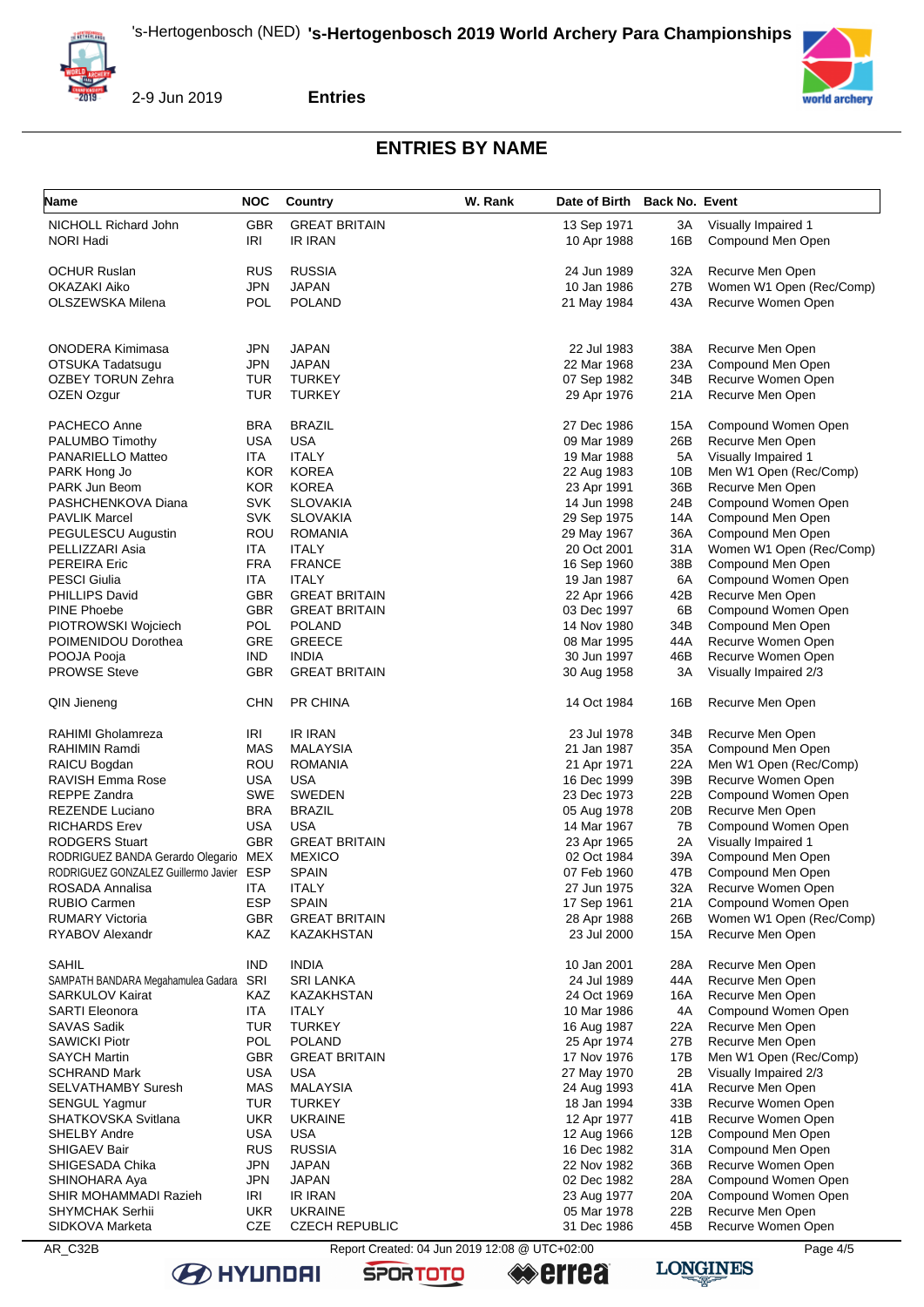## ENTRIES BY NAME

| Name | NOC | Country | W. Rank | Date of Birth | Back No. | Event |
|---|---|---|---|---|---|---|
| NICHOLL Richard John | GBR | GREAT BRITAIN | | 13 Sep 1971 | 3A | Visually Impaired 1 |
| NORI Hadi | IRI | IR IRAN | | 10 Apr 1988 | 16B | Compound Men Open |
| OCHUR Ruslan | RUS | RUSSIA | | 24 Jun 1989 | 32A | Recurve Men Open |
| OKAZAKI Aiko | JPN | JAPAN | | 10 Jan 1986 | 27B | Women W1 Open (Rec/Comp) |
| OLSZEWSKA Milena | POL | POLAND | | 21 May 1984 | 43A | Recurve Women Open |
| ONODERA Kimimasa | JPN | JAPAN | | 22 Jul 1983 | 38A | Recurve Men Open |
| OTSUKA Tadatsugu | JPN | JAPAN | | 22 Mar 1968 | 23A | Compound Men Open |
| OZBEY TORUN Zehra | TUR | TURKEY | | 07 Sep 1982 | 34B | Recurve Women Open |
| OZEN Ozgur | TUR | TURKEY | | 29 Apr 1976 | 21A | Recurve Men Open |
| PACHECO Anne | BRA | BRAZIL | | 27 Dec 1986 | 15A | Compound Women Open |
| PALUMBO Timothy | USA | USA | | 09 Mar 1989 | 26B | Recurve Men Open |
| PANARIELLO Matteo | ITA | ITALY | | 19 Mar 1988 | 5A | Visually Impaired 1 |
| PARK Hong Jo | KOR | KOREA | | 22 Aug 1983 | 10B | Men W1 Open (Rec/Comp) |
| PARK Jun Beom | KOR | KOREA | | 23 Apr 1991 | 36B | Recurve Men Open |
| PASHCHENKOVA Diana | SVK | SLOVAKIA | | 14 Jun 1998 | 24B | Compound Women Open |
| PAVLIK Marcel | SVK | SLOVAKIA | | 29 Sep 1975 | 14A | Compound Men Open |
| PEGULESCU Augustin | ROU | ROMANIA | | 29 May 1967 | 36A | Compound Men Open |
| PELLIZZARI Asia | ITA | ITALY | | 20 Oct 2001 | 31A | Women W1 Open (Rec/Comp) |
| PEREIRA Eric | FRA | FRANCE | | 16 Sep 1960 | 38B | Compound Men Open |
| PESCI Giulia | ITA | ITALY | | 19 Jan 1987 | 6A | Compound Women Open |
| PHILLIPS David | GBR | GREAT BRITAIN | | 22 Apr 1966 | 42B | Recurve Men Open |
| PINE Phoebe | GBR | GREAT BRITAIN | | 03 Dec 1997 | 6B | Compound Women Open |
| PIOTROWSKI Wojciech | POL | POLAND | | 14 Nov 1980 | 34B | Compound Men Open |
| POIMENIDOU Dorothea | GRE | GREECE | | 08 Mar 1995 | 44A | Recurve Women Open |
| POOJA Pooja | IND | INDIA | | 30 Jun 1997 | 46B | Recurve Women Open |
| PROWSE Steve | GBR | GREAT BRITAIN | | 30 Aug 1958 | 3A | Visually Impaired 2/3 |
| QIN Jieneng | CHN | PR CHINA | | 14 Oct 1984 | 16B | Recurve Men Open |
| RAHIMI Gholamreza | IRI | IR IRAN | | 23 Jul 1978 | 34B | Recurve Men Open |
| RAHIMIN Ramdi | MAS | MALAYSIA | | 21 Jan 1987 | 35A | Compound Men Open |
| RAICU Bogdan | ROU | ROMANIA | | 21 Apr 1971 | 22A | Men W1 Open (Rec/Comp) |
| RAVISH Emma Rose | USA | USA | | 16 Dec 1999 | 39B | Recurve Women Open |
| REPPE Zandra | SWE | SWEDEN | | 23 Dec 1973 | 22B | Compound Women Open |
| REZENDE Luciano | BRA | BRAZIL | | 05 Aug 1978 | 20B | Recurve Men Open |
| RICHARDS Erev | USA | USA | | 14 Mar 1967 | 7B | Compound Women Open |
| RODGERS Stuart | GBR | GREAT BRITAIN | | 23 Apr 1965 | 2A | Visually Impaired 1 |
| RODRIGUEZ BANDA Gerardo Olegario | MEX | MEXICO | | 02 Oct 1984 | 39A | Compound Men Open |
| RODRIGUEZ GONZALEZ Guillermo Javier | ESP | SPAIN | | 07 Feb 1960 | 47B | Compound Men Open |
| ROSADA Annalisa | ITA | ITALY | | 27 Jun 1975 | 32A | Recurve Women Open |
| RUBIO Carmen | ESP | SPAIN | | 17 Sep 1961 | 21A | Compound Women Open |
| RUMARY Victoria | GBR | GREAT BRITAIN | | 28 Apr 1988 | 26B | Women W1 Open (Rec/Comp) |
| RYABOV Alexandr | KAZ | KAZAKHSTAN | | 23 Jul 2000 | 15A | Recurve Men Open |
| SAHIL | IND | INDIA | | 10 Jan 2001 | 28A | Recurve Men Open |
| SAMPATH BANDARA Megahamulea Gadara | SRI | SRI LANKA | | 24 Jul 1989 | 44A | Recurve Men Open |
| SARKULOV Kairat | KAZ | KAZAKHSTAN | | 24 Oct 1969 | 16A | Recurve Men Open |
| SARTI Eleonora | ITA | ITALY | | 10 Mar 1986 | 4A | Compound Women Open |
| SAVAS Sadik | TUR | TURKEY | | 16 Aug 1987 | 22A | Recurve Men Open |
| SAWICKI Piotr | POL | POLAND | | 25 Apr 1974 | 27B | Recurve Men Open |
| SAYCH Martin | GBR | GREAT BRITAIN | | 17 Nov 1976 | 17B | Men W1 Open (Rec/Comp) |
| SCHRAND Mark | USA | USA | | 27 May 1970 | 2B | Visually Impaired 2/3 |
| SELVATHAMBY Suresh | MAS | MALAYSIA | | 24 Aug 1993 | 41A | Recurve Men Open |
| SENGUL Yagmur | TUR | TURKEY | | 18 Jan 1994 | 33B | Recurve Women Open |
| SHATKOVSKA Svitlana | UKR | UKRAINE | | 12 Apr 1977 | 41B | Recurve Women Open |
| SHELBY Andre | USA | USA | | 12 Aug 1966 | 12B | Compound Men Open |
| SHIGAEV Bair | RUS | RUSSIA | | 16 Dec 1982 | 31A | Compound Men Open |
| SHIGESADA Chika | JPN | JAPAN | | 22 Nov 1982 | 36B | Recurve Women Open |
| SHINOHARA Aya | JPN | JAPAN | | 02 Dec 1982 | 28A | Compound Women Open |
| SHIR MOHAMMADI Razieh | IRI | IR IRAN | | 23 Aug 1977 | 20A | Compound Women Open |
| SHYMCHAK Serhii | UKR | UKRAINE | | 05 Mar 1978 | 22B | Recurve Men Open |
| SIDKOVA Marketa | CZE | CZECH REPUBLIC | | 31 Dec 1986 | 45B | Recurve Women Open |

AR_C32B Report Created: 04 Jun 2019 12:08 @ UTC+02:00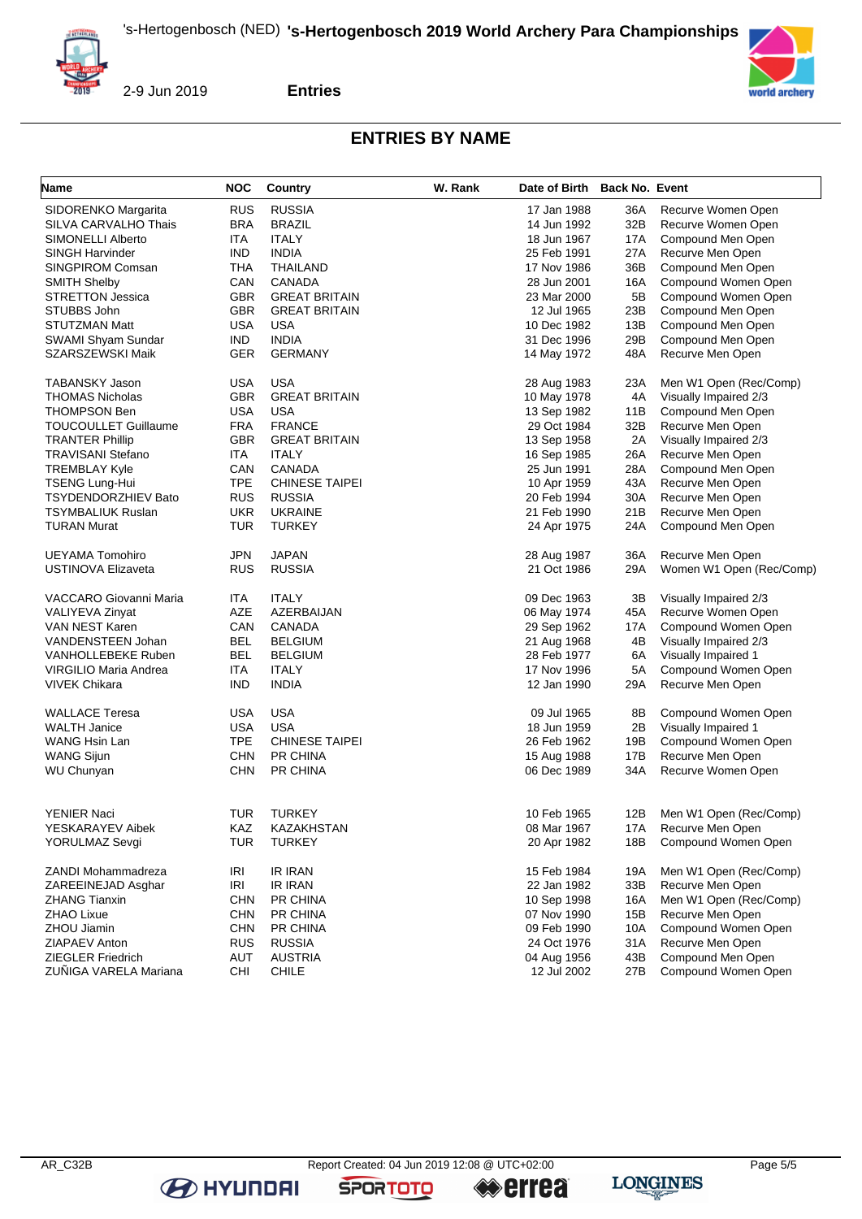## ENTRIES BY NAME

| Name | NOC | Country | W. Rank | Date of Birth | Back No. | Event |
|---|---|---|---|---|---|---|
| SIDORENKO Margarita | RUS | RUSSIA | | 17 Jan 1988 | 36A | Recurve Women Open |
| SILVA CARVALHO Thais | BRA | BRAZIL | | 14 Jun 1992 | 32B | Recurve Women Open |
| SIMONELLI Alberto | ITA | ITALY | | 18 Jun 1967 | 17A | Compound Men Open |
| SINGH Harvinder | IND | INDIA | | 25 Feb 1991 | 27A | Recurve Men Open |
| SINGPIROM Comsan | THA | THAILAND | | 17 Nov 1986 | 36B | Compound Men Open |
| SMITH Shelby | CAN | CANADA | | 28 Jun 2001 | 16A | Compound Women Open |
| STRETTON Jessica | GBR | GREAT BRITAIN | | 23 Mar 2000 | 5B | Compound Women Open |
| STUBBS John | GBR | GREAT BRITAIN | | 12 Jul 1965 | 23B | Compound Men Open |
| STUTZMAN Matt | USA | USA | | 10 Dec 1982 | 13B | Compound Men Open |
| SWAMI Shyam Sundar | IND | INDIA | | 31 Dec 1996 | 29B | Compound Men Open |
| SZARSZEWSKI Maik | GER | GERMANY | | 14 May 1972 | 48A | Recurve Men Open |
| TABANSKY Jason | USA | USA | | 28 Aug 1983 | 23A | Men W1 Open (Rec/Comp) |
| THOMAS Nicholas | GBR | GREAT BRITAIN | | 10 May 1978 | 4A | Visually Impaired 2/3 |
| THOMPSON Ben | USA | USA | | 13 Sep 1982 | 11B | Compound Men Open |
| TOUCOULLET Guillaume | FRA | FRANCE | | 29 Oct 1984 | 32B | Recurve Men Open |
| TRANTER Phillip | GBR | GREAT BRITAIN | | 13 Sep 1958 | 2A | Visually Impaired 2/3 |
| TRAVISANI Stefano | ITA | ITALY | | 16 Sep 1985 | 26A | Recurve Men Open |
| TREMBLAY Kyle | CAN | CANADA | | 25 Jun 1991 | 28A | Compound Men Open |
| TSENG Lung-Hui | TPE | CHINESE TAIPEI | | 10 Apr 1959 | 43A | Recurve Men Open |
| TSYDENDORZHIEV Bato | RUS | RUSSIA | | 20 Feb 1994 | 30A | Recurve Men Open |
| TSYMBALIUK Ruslan | UKR | UKRAINE | | 21 Feb 1990 | 21B | Recurve Men Open |
| TURAN Murat | TUR | TURKEY | | 24 Apr 1975 | 24A | Compound Men Open |
| UEYAMA Tomohiro | JPN | JAPAN | | 28 Aug 1987 | 36A | Recurve Men Open |
| USTINOVA Elizaveta | RUS | RUSSIA | | 21 Oct 1986 | 29A | Women W1 Open (Rec/Comp) |
| VACCARO Giovanni Maria | ITA | ITALY | | 09 Dec 1963 | 3B | Visually Impaired 2/3 |
| VALIYEVA Zinyat | AZE | AZERBAIJAN | | 06 May 1974 | 45A | Recurve Women Open |
| VAN NEST Karen | CAN | CANADA | | 29 Sep 1962 | 17A | Compound Women Open |
| VANDENSTEEN Johan | BEL | BELGIUM | | 21 Aug 1968 | 4B | Visually Impaired 2/3 |
| VANHOLLEBEKE Ruben | BEL | BELGIUM | | 28 Feb 1977 | 6A | Visually Impaired 1 |
| VIRGILIO Maria Andrea | ITA | ITALY | | 17 Nov 1996 | 5A | Compound Women Open |
| VIVEK Chikara | IND | INDIA | | 12 Jan 1990 | 29A | Recurve Men Open |
| WALLACE Teresa | USA | USA | | 09 Jul 1965 | 8B | Compound Women Open |
| WALTH Janice | USA | USA | | 18 Jun 1959 | 2B | Visually Impaired 1 |
| WANG Hsin Lan | TPE | CHINESE TAIPEI | | 26 Feb 1962 | 19B | Compound Women Open |
| WANG Sijun | CHN | PR CHINA | | 15 Aug 1988 | 17B | Recurve Men Open |
| WU Chunyan | CHN | PR CHINA | | 06 Dec 1989 | 34A | Recurve Women Open |
| YENIER Naci | TUR | TURKEY | | 10 Feb 1965 | 12B | Men W1 Open (Rec/Comp) |
| YESKARAYEV Aibek | KAZ | KAZAKHSTAN | | 08 Mar 1967 | 17A | Recurve Men Open |
| YORULMAZ Sevgi | TUR | TURKEY | | 20 Apr 1982 | 18B | Compound Women Open |
| ZANDI Mohammadreza | IRI | IR IRAN | | 15 Feb 1984 | 19A | Men W1 Open (Rec/Comp) |
| ZAREEINEJAD Asghar | IRI | IR IRAN | | 22 Jan 1982 | 33B | Recurve Men Open |
| ZHANG Tianxin | CHN | PR CHINA | | 10 Sep 1998 | 16A | Men W1 Open (Rec/Comp) |
| ZHAO Lixue | CHN | PR CHINA | | 07 Nov 1990 | 15B | Recurve Men Open |
| ZHOU Jiamin | CHN | PR CHINA | | 09 Feb 1990 | 10A | Compound Women Open |
| ZIAPAEV Anton | RUS | RUSSIA | | 24 Oct 1976 | 31A | Recurve Men Open |
| ZIEGLER Friedrich | AUT | AUSTRIA | | 04 Aug 1956 | 43B | Compound Men Open |
| ZUÑIGA VARELA Mariana | CHI | CHILE | | 12 Jul 2002 | 27B | Compound Women Open |